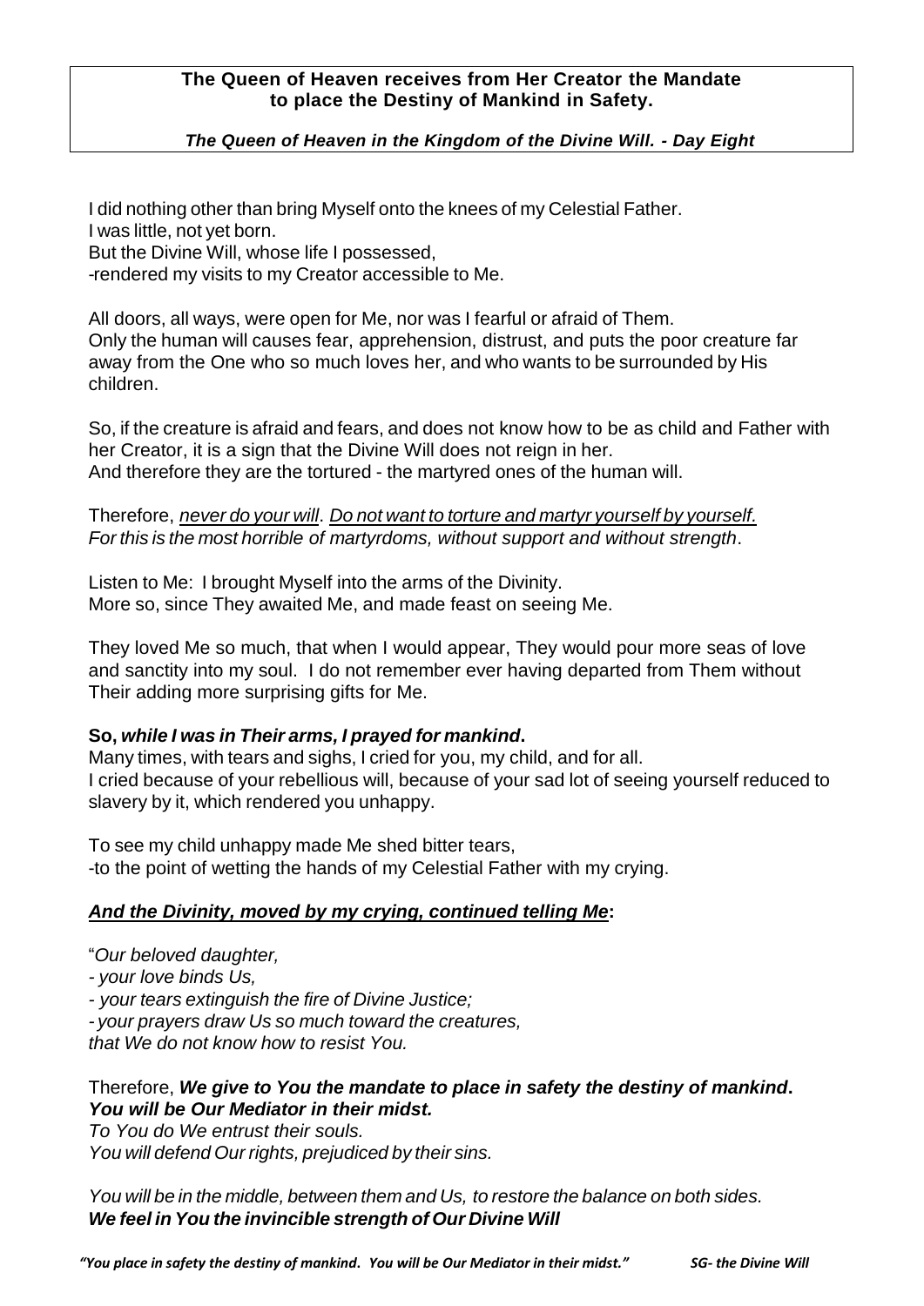**The Queen of Heaven receives from Her Creator the Mandate to place the Destiny of Mankind in Safety.**

***The Queen of Heaven in the Kingdom of the Divine Will. - Day Eight***

I did nothing other than bring Myself onto the knees of my Celestial Father.
I was little, not yet born.
But the Divine Will, whose life I possessed,
-rendered my visits to my Creator accessible to Me.

All doors, all ways, were open for Me, nor was I fearful or afraid of Them.
Only the human will causes fear, apprehension, distrust, and puts the poor creature far away from the One who so much loves her, and who wants to be surrounded by His children.

So, if the creature is afraid and fears, and does not know how to be as child and Father with her Creator, it is a sign that the Divine Will does not reign in her.
And therefore they are the tortured - the martyred ones of the human will.

Therefore, <u>*never do your will*</u>. <u>*Do not want to torture and martyr yourself by yourself.*</u>
*For this is the most horrible of martyrdoms, without support and without strength*.

Listen to Me: I brought Myself into the arms of the Divinity.
More so, since They awaited Me, and made feast on seeing Me.

They loved Me so much, that when I would appear, They would pour more seas of love and sanctity into my soul. I do not remember ever having departed from Them without Their adding more surprising gifts for Me.

**So, *while I was in Their arms, I prayed for mankind*.**
Many times, with tears and sighs, I cried for you, my child, and for all.
I cried because of your rebellious will, because of your sad lot of seeing yourself reduced to slavery by it, which rendered you unhappy.

To see my child unhappy made Me shed bitter tears,
-to the point of wetting the hands of my Celestial Father with my crying.

<u>***And the Divinity, moved by my crying, continued telling Me***</u>**:**

"*Our beloved daughter,*
*- your love binds Us,*
*- your tears extinguish the fire of Divine Justice;*
*- your prayers draw Us so much toward the creatures,*
*that We do not know how to resist You.*

Therefore, ***We give to You the mandate to place in safety the destiny of mankind*.**
***You will be Our Mediator in their midst.***
*To You do We entrust their souls.*
*You will defend Our rights, prejudiced by their sins.*

*You will be in the middle, between them and Us, to restore the balance on both sides.*
***We feel in You the invincible strength of Our Divine Will***

*"You place in safety the destiny of mankind. You will be Our Mediator in their midst."* *SG- the Divine Will*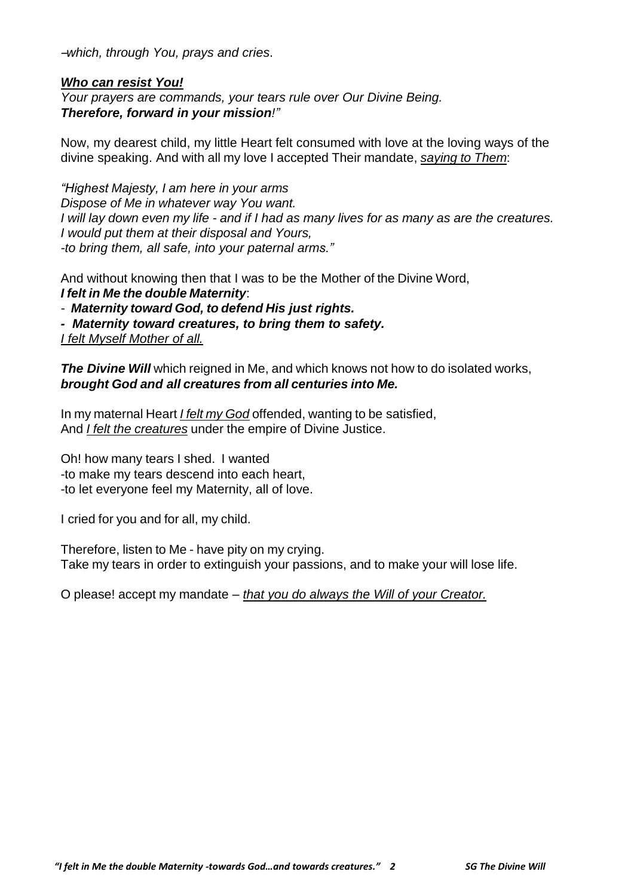*–which, through You, prays and cries*.

***Who can resist You!***
*Your prayers are commands, your tears rule over Our Divine Being.*
***Therefore, forward in your mission****!"*

Now, my dearest child, my little Heart felt consumed with love at the loving ways of the divine speaking. And with all my love I accepted Their mandate, *saying to Them*:

*"Highest Majesty, I am here in your arms*
*Dispose of Me in whatever way You want.*
*I will lay down even my life - and if I had as many lives for as many as are the creatures.*
*I would put them at their disposal and Yours,*
*-to bring them, all safe, into your paternal arms."*

And without knowing then that I was to be the Mother of the Divine Word,
***I felt in Me the double Maternity***:
- ***Maternity toward God, to defend His just rights.***
- ***Maternity toward creatures, to bring them to safety.***
*I felt Myself Mother of all.*

***The Divine Will*** which reigned in Me, and which knows not how to do isolated works, ***brought God and all creatures from all centuries into Me.***

In my maternal Heart *I felt my God* offended, wanting to be satisfied,
And *I felt the creatures* under the empire of Divine Justice.

Oh! how many tears I shed. I wanted
-to make my tears descend into each heart,
-to let everyone feel my Maternity, all of love.

I cried for you and for all, my child.

Therefore, listen to Me - have pity on my crying.
Take my tears in order to extinguish your passions, and to make your will lose life.

O please! accept my mandate – *that you do always the Will of your Creator.*